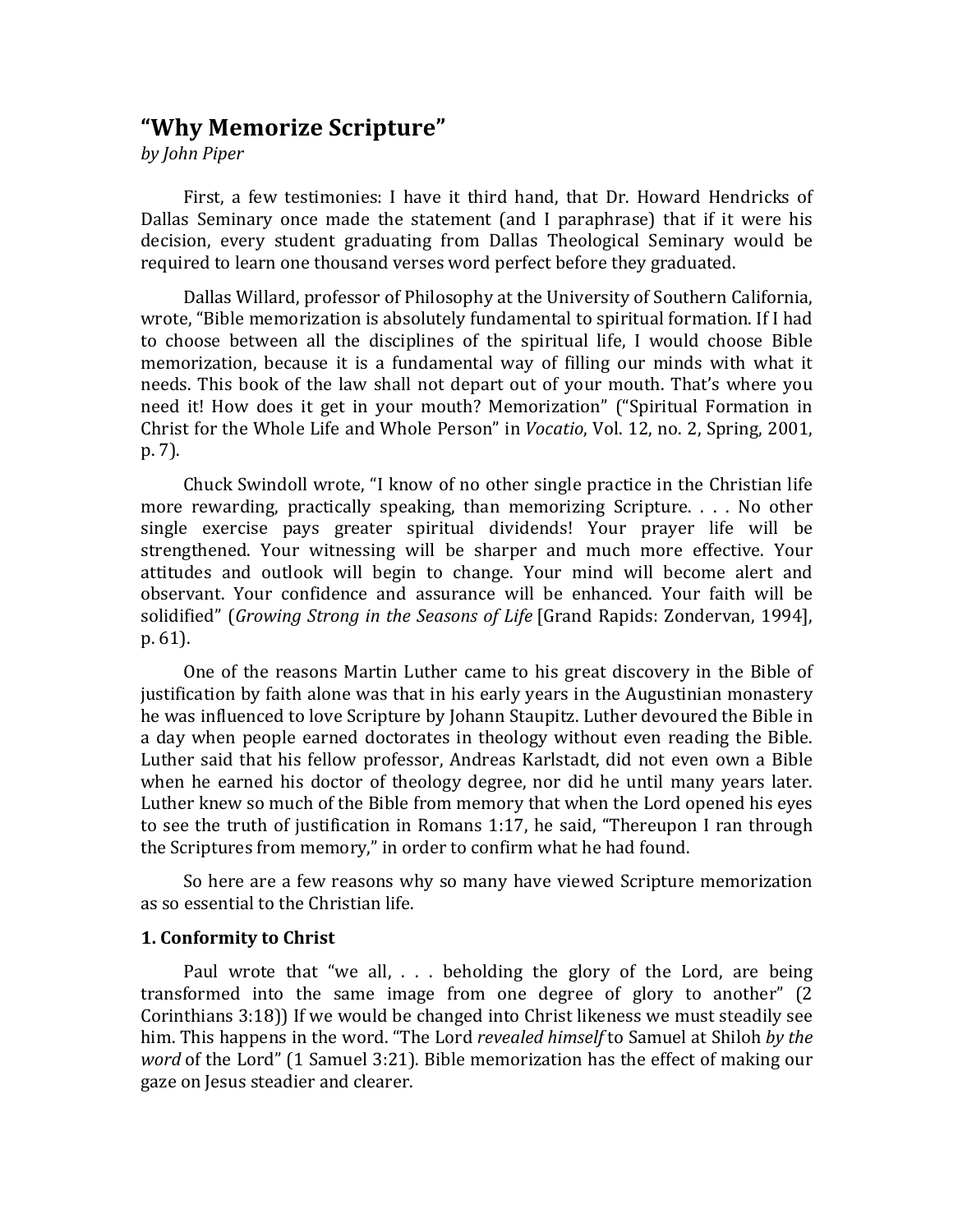# “Why Memorize Scripture”

*by John Piper*

First, a few testimonies: I have it third hand, that Dr. Howard Hendricks of Dallas Seminary once made the statement (and I paraphrase) that if it were his decision, every student graduating from Dallas Theological Seminary would be required to learn one thousand verses word perfect before they graduated.

Dallas Willard, professor of Philosophy at the University of Southern California, wrote, “Bible memorization is absolutely fundamental to spiritual formation. If I had to choose between all the disciplines of the spiritual life, I would choose Bible memorization, because it is a fundamental way of filling our minds with what it needs. This book of the law shall not depart out of your mouth. That’s where you need it! How does it get in your mouth? Memorization” (“Spiritual Formation in Christ for the Whole Life and Whole Person” in *Vocatio*, Vol. 12, no. 2, Spring, 2001, p. 7).

Chuck Swindoll wrote, “I know of no other single practice in the Christian life more rewarding, practically speaking, than memorizing Scripture. . . . No other single exercise pays greater spiritual dividends! Your prayer life will be strengthened. Your witnessing will be sharper and much more effective. Your attitudes and outlook will begin to change. Your mind will become alert and observant. Your confidence and assurance will be enhanced. Your faith will be solidified” (*Growing Strong in the Seasons of Life* [Grand Rapids: Zondervan, 1994], p. 61).

One of the reasons Martin Luther came to his great discovery in the Bible of justification by faith alone was that in his early years in the Augustinian monastery he was influenced to love Scripture by Johann Staupitz. Luther devoured the Bible in a day when people earned doctorates in theology without even reading the Bible. Luther said that his fellow professor, Andreas Karlstadt, did not even own a Bible when he earned his doctor of theology degree, nor did he until many years later. Luther knew so much of the Bible from memory that when the Lord opened his eyes to see the truth of justification in Romans 1:17, he said, “Thereupon I ran through the Scriptures from memory,” in order to confirm what he had found.

So here are a few reasons why so many have viewed Scripture memorization as so essential to the Christian life.

### 1. Conformity to Christ

Paul wrote that “we all, . . . beholding the glory of the Lord, are being transformed into the same image from one degree of glory to another” (2 Corinthians 3:18)) If we would be changed into Christ likeness we must steadily see him. This happens in the word. “The Lord *revealed himself* to Samuel at Shiloh *by the word* of the Lord” (1 Samuel 3:21). Bible memorization has the effect of making our gaze on Jesus steadier and clearer.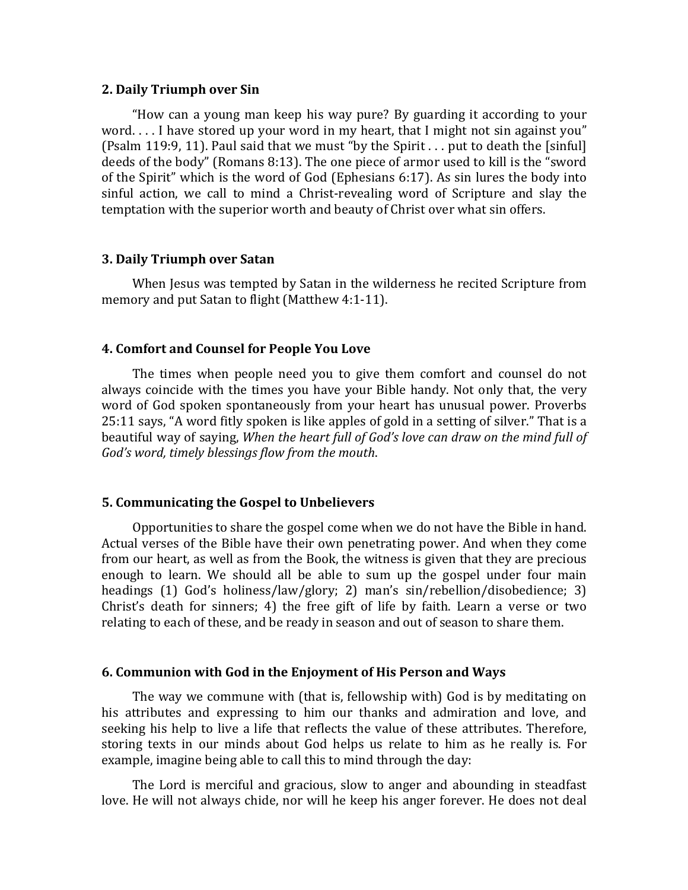### 2. Daily Triumph over Sin

"How can a young man keep his way pure? By guarding it according to your word. . . . I have stored up your word in my heart, that I might not sin against you" (Psalm 119:9, 11). Paul said that we must "by the Spirit . . . put to death the [sinful] deeds of the body" (Romans 8:13). The one piece of armor used to kill is the "sword of the Spirit" which is the word of God (Ephesians 6:17). As sin lures the body into sinful action, we call to mind a Christ-revealing word of Scripture and slay the temptation with the superior worth and beauty of Christ over what sin offers.

### 3. Daily Triumph over Satan

When Jesus was tempted by Satan in the wilderness he recited Scripture from memory and put Satan to flight (Matthew 4:1-11).

### 4. Comfort and Counsel for People You Love

The times when people need you to give them comfort and counsel do not always coincide with the times you have your Bible handy. Not only that, the very word of God spoken spontaneously from your heart has unusual power. Proverbs 25:11 says, "A word fitly spoken is like apples of gold in a setting of silver." That is a beautiful way of saying, *When the heart full of God's love can draw on the mind full of God's word, timely blessings flow from the mouth*.

### 5. Communicating the Gospel to Unbelievers

Opportunities to share the gospel come when we do not have the Bible in hand. Actual verses of the Bible have their own penetrating power. And when they come from our heart, as well as from the Book, the witness is given that they are precious enough to learn. We should all be able to sum up the gospel under four main headings (1) God's holiness/law/glory; 2) man's sin/rebellion/disobedience; 3) Christ's death for sinners; 4) the free gift of life by faith. Learn a verse or two relating to each of these, and be ready in season and out of season to share them.

### 6. Communion with God in the Enjoyment of His Person and Ways

The way we commune with (that is, fellowship with) God is by meditating on his attributes and expressing to him our thanks and admiration and love, and seeking his help to live a life that reflects the value of these attributes. Therefore, storing texts in our minds about God helps us relate to him as he really is. For example, imagine being able to call this to mind through the day:

The Lord is merciful and gracious, slow to anger and abounding in steadfast love. He will not always chide, nor will he keep his anger forever. He does not deal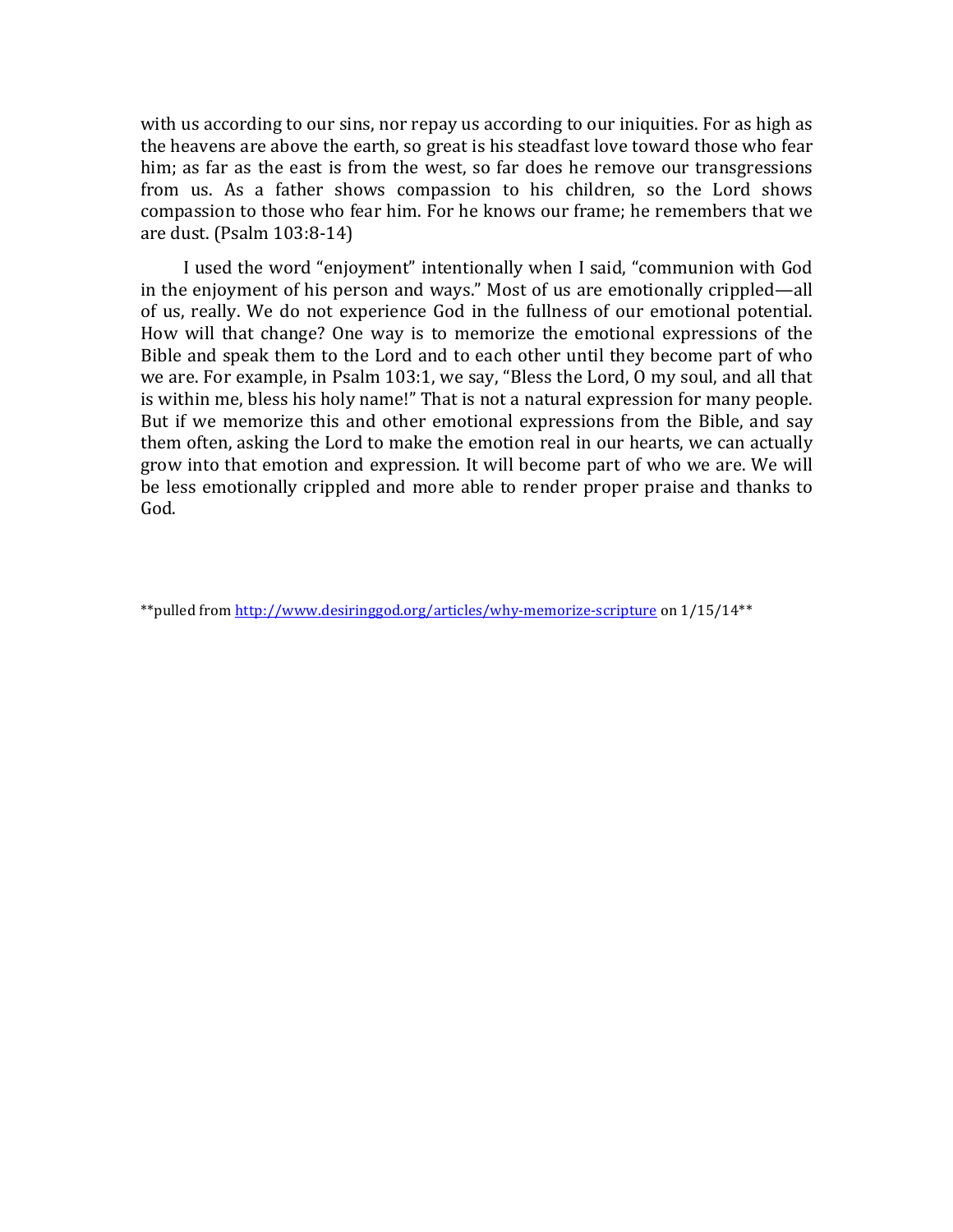with us according to our sins, nor repay us according to our iniquities. For as high as the heavens are above the earth, so great is his steadfast love toward those who fear him; as far as the east is from the west, so far does he remove our transgressions from us. As a father shows compassion to his children, so the Lord shows compassion to those who fear him. For he knows our frame; he remembers that we are dust. (Psalm 103:8-14)

I used the word "enjoyment" intentionally when I said, "communion with God in the enjoyment of his person and ways." Most of us are emotionally crippled—all of us, really. We do not experience God in the fullness of our emotional potential. How will that change? One way is to memorize the emotional expressions of the Bible and speak them to the Lord and to each other until they become part of who we are. For example, in Psalm 103:1, we say, "Bless the Lord, O my soul, and all that is within me, bless his holy name!" That is not a natural expression for many people. But if we memorize this and other emotional expressions from the Bible, and say them often, asking the Lord to make the emotion real in our hearts, we can actually grow into that emotion and expression. It will become part of who we are. We will be less emotionally crippled and more able to render proper praise and thanks to God.

**pulled from http://www.desiringgod.org/articles/why-memorize-scripture on 1/15/14**